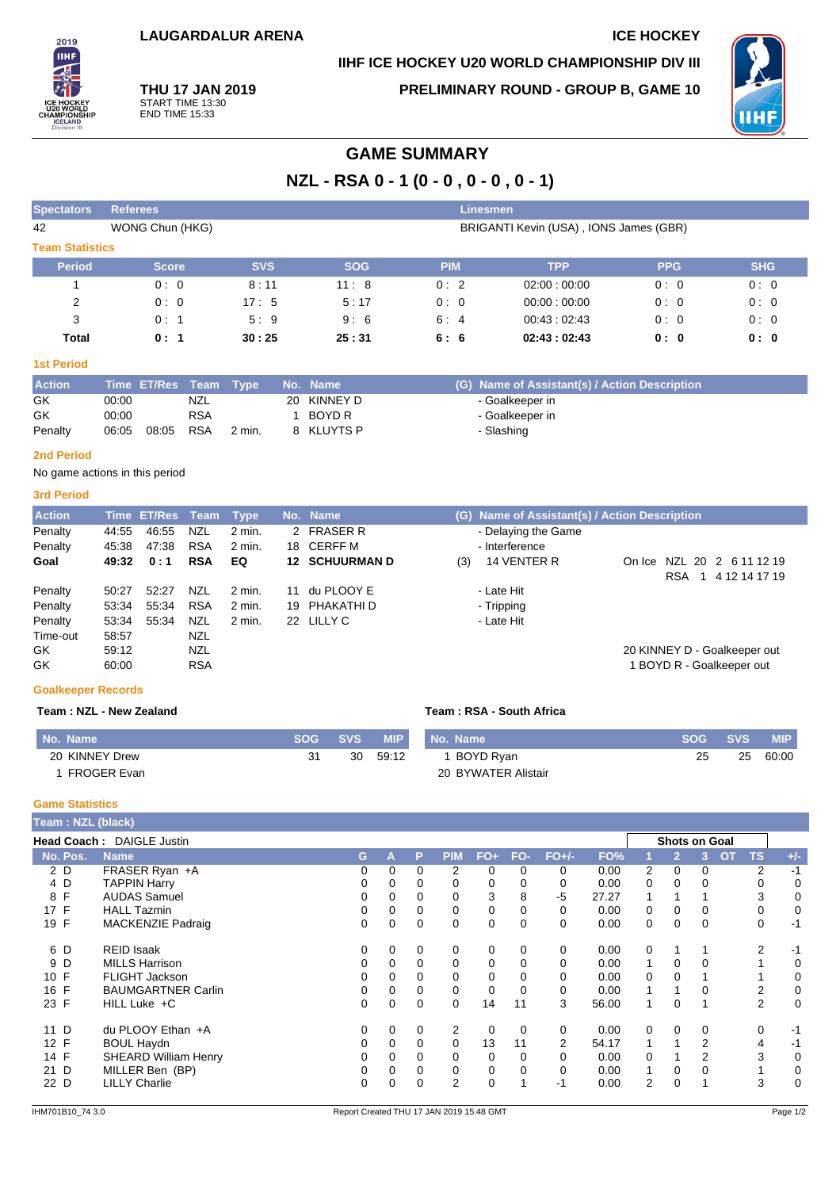LAUGARDALUR ARENA

ICE HOCKEY

IIHF ICE HOCKEY U20 WORLD CHAMPIONSHIP DIV III

**THU 17 JAN 2019**
START TIME 13:30
END TIME 15:33

PRELIMINARY ROUND - GROUP B, GAME 10

# GAME SUMMARY

## NZL - RSA 0 - 1 (0 - 0 , 0 - 0 , 0 - 1)

| Spectators | Referees | Linesmen |
|---|---|---|
| 42 | WONG Chun (HKG) | BRIGANTI Kevin (USA) , IONS James (GBR) |

### Team Statistics

| Period | Score | SVS | SOG | PIM | TPP | PPG | SHG |
|---|---|---|---|---|---|---|---|
| 1 | 0 : 0 | 8 : 11 | 11 : 8 | 0 : 2 | 02:00 : 00:00 | 0 : 0 | 0 : 0 |
| 2 | 0 : 0 | 17 : 5 | 5 : 17 | 0 : 0 | 00:00 : 00:00 | 0 : 0 | 0 : 0 |
| 3 | 0 : 1 | 5 : 9 | 9 : 6 | 6 : 4 | 00:43 : 02:43 | 0 : 0 | 0 : 0 |
| **Total** | **0 : 1** | **30 : 25** | **25 : 31** | **6 : 6** | **02:43 : 02:43** | **0 : 0** | **0 : 0** |

### 1st Period

| Action | Time | ET/Res | Team | Type | No. | Name | (G) | Name of Assistant(s) / Action Description |
|---|---|---|---|---|---|---|---|---|
| GK | 00:00 | | NZL | | 20 | KINNEY D | | - Goalkeeper in |
| GK | 00:00 | | RSA | | 1 | BOYD R | | - Goalkeeper in |
| Penalty | 06:05 | 08:05 | RSA | 2 min. | 8 | KLUYTS P | | - Slashing |

### 2nd Period

No game actions in this period

### 3rd Period

| Action | Time | ET/Res | Team | Type | No. | Name | (G) | Name of Assistant(s) / Action Description | |
|---|---|---|---|---|---|---|---|---|---|
| Penalty | 44:55 | 46:55 | NZL | 2 min. | 2 | FRASER R | | - Delaying the Game | |
| Penalty | 45:38 | 47:38 | RSA | 2 min. | 18 | CERFF M | | - Interference | |
| **Goal** | **49:32** | **0 : 1** | **RSA** | **EQ** | **12** | **SCHUURMAN D** | (3) | 14 VENTER R | On Ice NZL 20 2 6 11 12 19<br>RSA 1 4 12 14 17 19 |
| Penalty | 50:27 | 52:27 | NZL | 2 min. | 11 | du PLOOY E | | - Late Hit | |
| Penalty | 53:34 | 55:34 | RSA | 2 min. | 19 | PHAKATHI D | | - Tripping | |
| Penalty | 53:34 | 55:34 | NZL | 2 min. | 22 | LILLY C | | - Late Hit | |
| Time-out | 58:57 | | NZL | | | | | | |
| GK | 59:12 | | NZL | | | | | | 20 KINNEY D - Goalkeeper out |
| GK | 60:00 | | RSA | | | | | | 1 BOYD R - Goalkeeper out |

### Goalkeeper Records

**Team : NZL - New Zealand**

| No. | Name | SOG | SVS | MIP |
|---|---|---|---|---|
| 20 | KINNEY Drew | 31 | 30 | 59:12 |
| 1 | FROGER Evan | | | |

**Team : RSA - South Africa**

| No. | Name | SOG | SVS | MIP |
|---|---|---|---|---|
| 1 | BOYD Ryan | 25 | 25 | 60:00 |
| 20 | BYWATER Alistair | | | |

### Game Statistics

**Team : NZL (black)**

**Head Coach :** DAIGLE Justin

| No. | Pos. | Name | G | A | P | PIM | FO+ | FO- | FO+/- | FO% | 1 | 2 | 3 | OT | TS | +/- |
|---|---|---|---|---|---|---|---|---|---|---|---|---|---|---|---|---|
| 2 | D | FRASER Ryan +A | 0 | 0 | 0 | 2 | 0 | 0 | 0 | 0.00 | 2 | 0 | 0 | | 2 | -1 |
| 4 | D | TAPPIN Harry | 0 | 0 | 0 | 0 | 0 | 0 | 0 | 0.00 | 0 | 0 | 0 | | 0 | 0 |
| 8 | F | AUDAS Samuel | 0 | 0 | 0 | 0 | 3 | 8 | -5 | 27.27 | 1 | 1 | 1 | | 3 | 0 |
| 17 | F | HALL Tazmin | 0 | 0 | 0 | 0 | 0 | 0 | 0 | 0.00 | 0 | 0 | 0 | | 0 | 0 |
| 19 | F | MACKENZIE Padraig | 0 | 0 | 0 | 0 | 0 | 0 | 0 | 0.00 | 0 | 0 | 0 | | 0 | -1 |
| 6 | D | REID Isaak | 0 | 0 | 0 | 0 | 0 | 0 | 0 | 0.00 | 0 | 1 | 1 | | 2 | -1 |
| 9 | D | MILLS Harrison | 0 | 0 | 0 | 0 | 0 | 0 | 0 | 0.00 | 1 | 0 | 0 | | 1 | 0 |
| 10 | F | FLIGHT Jackson | 0 | 0 | 0 | 0 | 0 | 0 | 0 | 0.00 | 0 | 0 | 1 | | 1 | 0 |
| 16 | F | BAUMGARTNER Carlin | 0 | 0 | 0 | 0 | 0 | 0 | 0 | 0.00 | 1 | 1 | 0 | | 2 | 0 |
| 23 | F | HILL Luke +C | 0 | 0 | 0 | 0 | 14 | 11 | 3 | 56.00 | 1 | 0 | 1 | | 2 | 0 |
| 11 | D | du PLOOY Ethan +A | 0 | 0 | 0 | 2 | 0 | 0 | 0 | 0.00 | 0 | 0 | 0 | | 0 | -1 |
| 12 | F | BOUL Haydn | 0 | 0 | 0 | 0 | 13 | 11 | 2 | 54.17 | 1 | 1 | 2 | | 4 | -1 |
| 14 | F | SHEARD William Henry | 0 | 0 | 0 | 0 | 0 | 0 | 0 | 0.00 | 0 | 1 | 2 | | 3 | 0 |
| 21 | D | MILLER Ben (BP) | 0 | 0 | 0 | 0 | 0 | 0 | 0 | 0.00 | 1 | 0 | 0 | | 1 | 0 |
| 22 | D | LILLY Charlie | 0 | 0 | 0 | 2 | 0 | 1 | -1 | 0.00 | 2 | 0 | 1 | | 3 | 0 |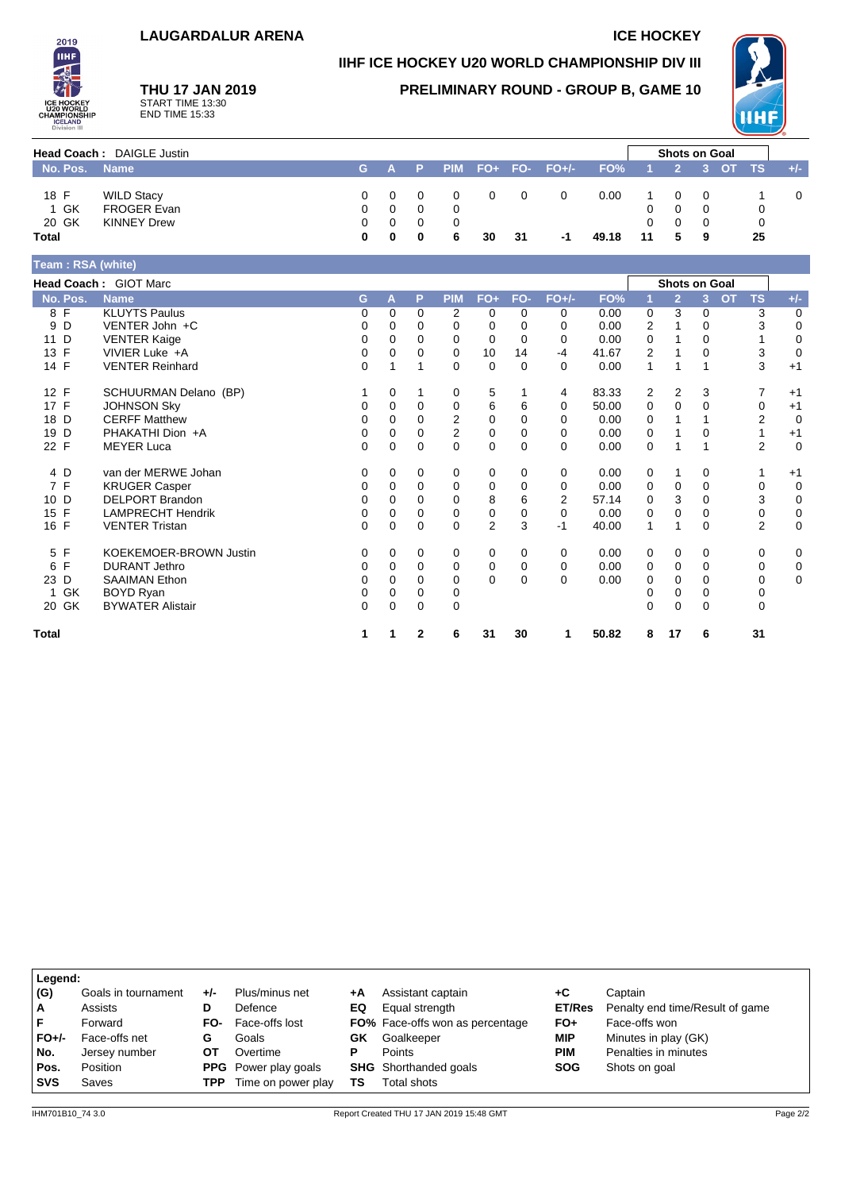# LAUGARDALUR ARENA

**ICE HOCKEY**

## IIHF ICE HOCKEY U20 WORLD CHAMPIONSHIP DIV III

**THU 17 JAN 2019**
START TIME 13:30
END TIME 15:33

**PRELIMINARY ROUND - GROUP B, GAME 10**

**Head Coach :** DAIGLE Justin

| No. | Pos. | Name | G | A | P | PIM | FO+ | FO- | FO+/- | FO% | 1 | 2 | 3 | OT | TS | +/- |
|---|---|---|---|---|---|---|---|---|---|---|---|---|---|---|---|---|
| 18 | F | WILD Stacy | 0 | 0 | 0 | 0 | 0 | 0 | 0 | 0.00 | 1 | 0 | 0 | | 1 | 0 |
| 1 | GK | FROGER Evan | 0 | 0 | 0 | 0 | | | | | 0 | 0 | 0 | | 0 | |
| 20 | GK | KINNEY Drew | 0 | 0 | 0 | 0 | | | | | 0 | 0 | 0 | | 0 | |
| **Total** | | | **0** | **0** | **0** | **6** | **30** | **31** | **-1** | **49.18** | **11** | **5** | **9** | | **25** | |

## Team : RSA (white)

**Head Coach :** GIOT Marc

| No. | Pos. | Name | G | A | P | PIM | FO+ | FO- | FO+/- | FO% | 1 | 2 | 3 | OT | TS | +/- |
|---|---|---|---|---|---|---|---|---|---|---|---|---|---|---|---|---|
| 8 | F | KLUYTS Paulus | 0 | 0 | 0 | 2 | 0 | 0 | 0 | 0.00 | 0 | 3 | 0 | | 3 | 0 |
| 9 | D | VENTER John +C | 0 | 0 | 0 | 0 | 0 | 0 | 0 | 0.00 | 2 | 1 | 0 | | 3 | 0 |
| 11 | D | VENTER Kaige | 0 | 0 | 0 | 0 | 0 | 0 | 0 | 0.00 | 0 | 1 | 0 | | 1 | 0 |
| 13 | F | VIVIER Luke +A | 0 | 0 | 0 | 0 | 10 | 14 | -4 | 41.67 | 2 | 1 | 0 | | 3 | 0 |
| 14 | F | VENTER Reinhard | 0 | 1 | 1 | 0 | 0 | 0 | 0 | 0.00 | 1 | 1 | 1 | | 3 | +1 |
| 12 | F | SCHUURMAN Delano (BP) | 1 | 0 | 1 | 0 | 5 | 1 | 4 | 83.33 | 2 | 2 | 3 | | 7 | +1 |
| 17 | F | JOHNSON Sky | 0 | 0 | 0 | 0 | 6 | 6 | 0 | 50.00 | 0 | 0 | 0 | | 0 | +1 |
| 18 | D | CERFF Matthew | 0 | 0 | 0 | 2 | 0 | 0 | 0 | 0.00 | 0 | 1 | 1 | | 2 | 0 |
| 19 | D | PHAKATHI Dion +A | 0 | 0 | 0 | 2 | 0 | 0 | 0 | 0.00 | 0 | 1 | 0 | | 1 | +1 |
| 22 | F | MEYER Luca | 0 | 0 | 0 | 0 | 0 | 0 | 0 | 0.00 | 0 | 1 | 1 | | 2 | 0 |
| 4 | D | van der MERWE Johan | 0 | 0 | 0 | 0 | 0 | 0 | 0 | 0.00 | 0 | 1 | 0 | | 1 | +1 |
| 7 | F | KRUGER Casper | 0 | 0 | 0 | 0 | 0 | 0 | 0 | 0.00 | 0 | 0 | 0 | | 0 | 0 |
| 10 | D | DELPORT Brandon | 0 | 0 | 0 | 0 | 8 | 6 | 2 | 57.14 | 0 | 3 | 0 | | 3 | 0 |
| 15 | F | LAMPRECHT Hendrik | 0 | 0 | 0 | 0 | 0 | 0 | 0 | 0.00 | 0 | 0 | 0 | | 0 | 0 |
| 16 | F | VENTER Tristan | 0 | 0 | 0 | 0 | 2 | 3 | -1 | 40.00 | 1 | 1 | 0 | | 2 | 0 |
| 5 | F | KOEKEMOER-BROWN Justin | 0 | 0 | 0 | 0 | 0 | 0 | 0 | 0.00 | 0 | 0 | 0 | | 0 | 0 |
| 6 | F | DURANT Jethro | 0 | 0 | 0 | 0 | 0 | 0 | 0 | 0.00 | 0 | 0 | 0 | | 0 | 0 |
| 23 | D | SAAIMAN Ethon | 0 | 0 | 0 | 0 | 0 | 0 | 0 | 0.00 | 0 | 0 | 0 | | 0 | 0 |
| 1 | GK | BOYD Ryan | 0 | 0 | 0 | 0 | | | | | 0 | 0 | 0 | | 0 | |
| 20 | GK | BYWATER Alistair | 0 | 0 | 0 | 0 | | | | | 0 | 0 | 0 | | 0 | |
| **Total** | | | **1** | **1** | **2** | **6** | **31** | **30** | **1** | **50.82** | **8** | **17** | **6** | | **31** | |

**Legend:**

| | | | | | | | |
|---|---|---|---|---|---|---|---|
| (G) | Goals in tournament | +/- | Plus/minus net | +A | Assistant captain | +C | Captain |
| A | Assists | D | Defence | EQ | Equal strength | ET/Res | Penalty end time/Result of game |
| F | Forward | FO- | Face-offs lost | FO% | Face-offs won as percentage | FO+ | Face-offs won |
| FO+/- | Face-offs net | G | Goals | GK | Goalkeeper | MIP | Minutes in play (GK) |
| No. | Jersey number | OT | Overtime | P | Points | PIM | Penalties in minutes |
| Pos. | Position | PPG | Power play goals | SHG | Shorthanded goals | SOG | Shots on goal |
| SVS | Saves | TPP | Time on power play | TS | Total shots | | |

IHM701B10_74 3.0 Report Created THU 17 JAN 2019 15:48 GMT